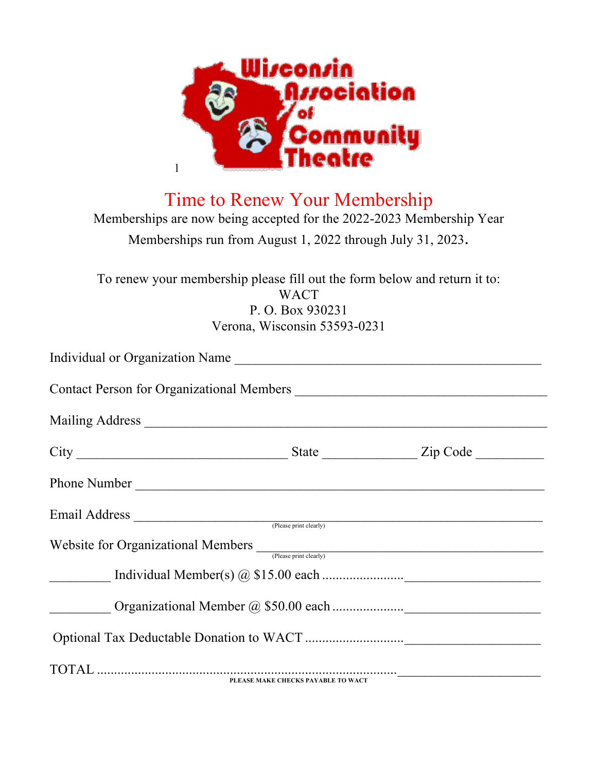Wisconsin Association of Community Theatre

1

# Time to Renew Your Membership

Memberships are now being accepted for the 2022-2023 Membership Year

Memberships run from August 1, 2022 through July 31, 2023.

To renew your membership please fill out the form below and return it to:
WACT
P. O. Box 930231
Verona, Wisconsin 53593-0231

Individual or Organization Name ____________________________________________

Contact Person for Organizational Members ____________________________________

Mailing Address ________________________________________________________

City ______________________________ State _____________ Zip Code _________

Phone Number __________________________________________________________

Email Address __________________________________________________________
(Please print clearly)

Website for Organizational Members _________________________________________
(Please print clearly)

_________ Individual Member(s) @ $15.00 each ........................____________________

_________ Organizational Member @ $50.00 each .....................____________________

Optional Tax Deductable Donation to WACT .............................____________________

TOTAL ........................................................................................_____________________

PLEASE MAKE CHECKS PAYABLE TO WACT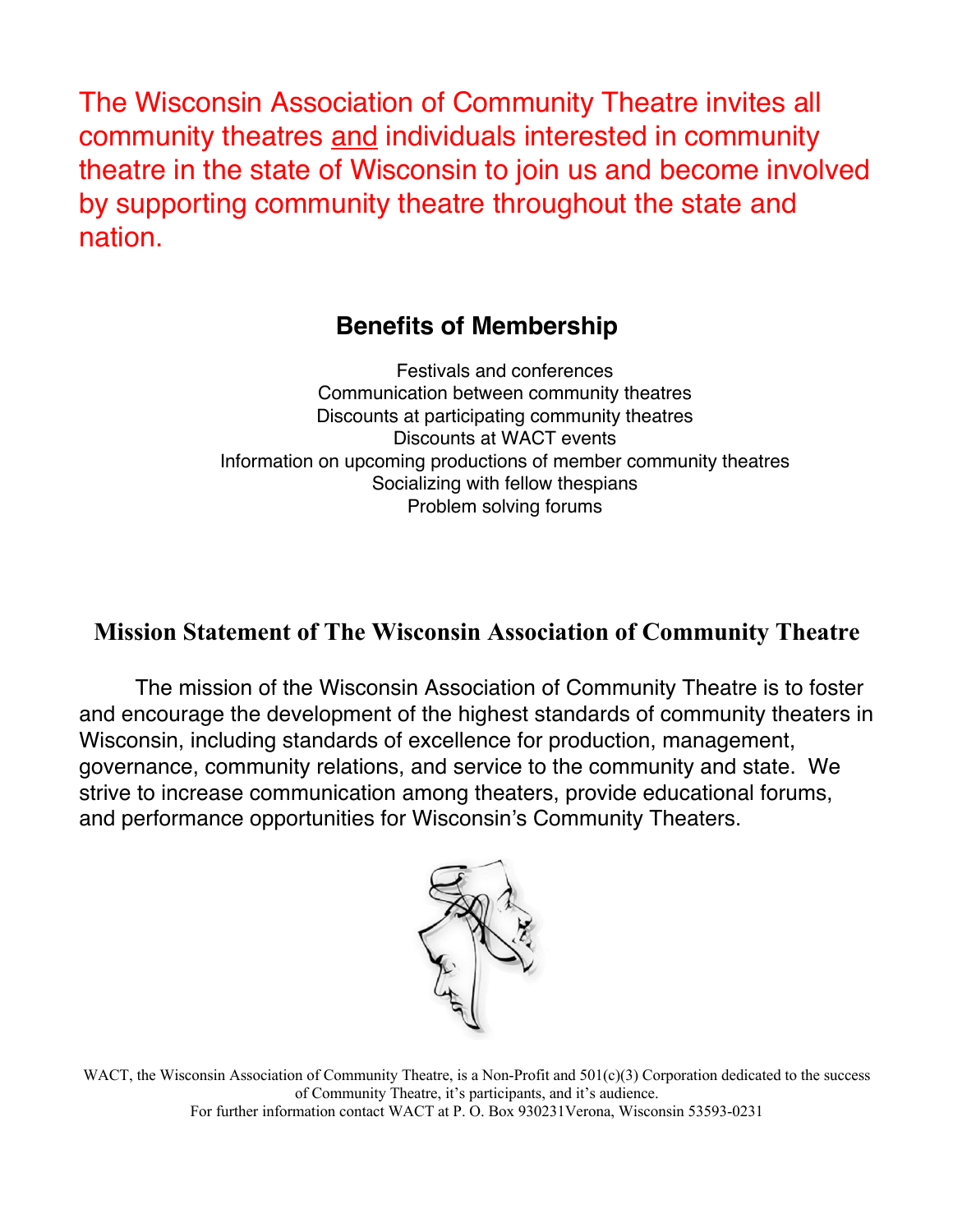The Wisconsin Association of Community Theatre invites all community theatres <u>and</u> individuals interested in community theatre in the state of Wisconsin to join us and become involved by supporting community theatre throughout the state and nation.

## Benefits of Membership

Festivals and conferences
Communication between community theatres
Discounts at participating community theatres
Discounts at WACT events
Information on upcoming productions of member community theatres
Socializing with fellow thespians
Problem solving forums

## Mission Statement of The Wisconsin Association of Community Theatre

The mission of the Wisconsin Association of Community Theatre is to foster and encourage the development of the highest standards of community theaters in Wisconsin, including standards of excellence for production, management, governance, community relations, and service to the community and state. We strive to increase communication among theaters, provide educational forums, and performance opportunities for Wisconsin's Community Theaters.

WACT, the Wisconsin Association of Community Theatre, is a Non-Profit and 501(c)(3) Corporation dedicated to the success of Community Theatre, it's participants, and it's audience.
For further information contact WACT at P. O. Box 930231Verona, Wisconsin 53593-0231